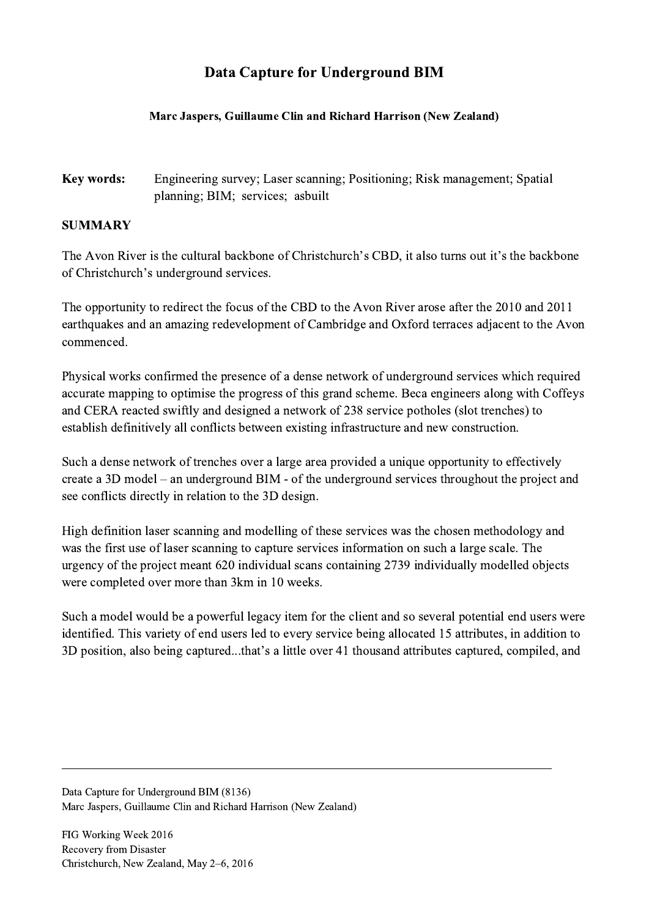# Data Capture for Underground BIM

**Marc Jaspers, Guillaume Clin and Richard Harrison (New Zealand)**

**Key words:** Engineering survey; Laser scanning; Positioning; Risk management; Spatial planning; BIM; services; asbuilt

## SUMMARY

The Avon River is the cultural backbone of Christchurch's CBD, it also turns out it's the backbone of Christchurch's underground services.

The opportunity to redirect the focus of the CBD to the Avon River arose after the 2010 and 2011 earthquakes and an amazing redevelopment of Cambridge and Oxford terraces adjacent to the Avon commenced.

Physical works confirmed the presence of a dense network of underground services which required accurate mapping to optimise the progress of this grand scheme. Beca engineers along with Coffeys and CERA reacted swiftly and designed a network of 238 service potholes (slot trenches) to establish definitively all conflicts between existing infrastructure and new construction.

Such a dense network of trenches over a large area provided a unique opportunity to effectively create a 3D model – an underground BIM - of the underground services throughout the project and see conflicts directly in relation to the 3D design.

High definition laser scanning and modelling of these services was the chosen methodology and was the first use of laser scanning to capture services information on such a large scale. The urgency of the project meant 620 individual scans containing 2739 individually modelled objects were completed over more than 3km in 10 weeks.

Such a model would be a powerful legacy item for the client and so several potential end users were identified. This variety of end users led to every service being allocated 15 attributes, in addition to 3D position, also being captured...that's a little over 41 thousand attributes captured, compiled, and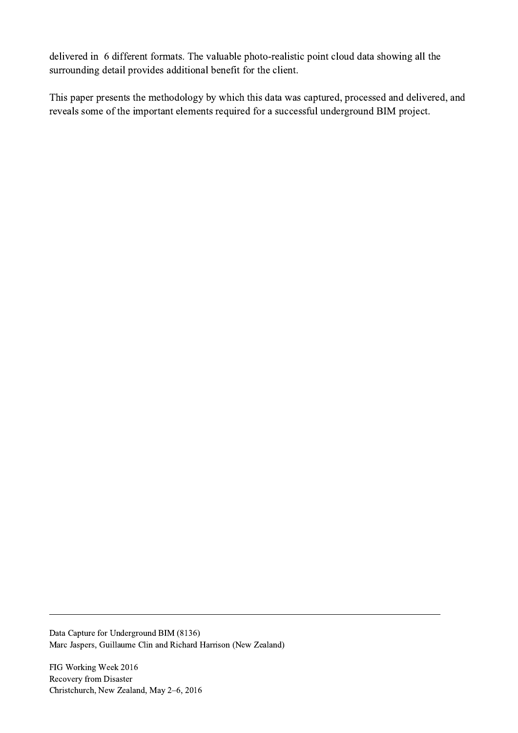delivered in  6 different formats. The valuable photo-realistic point cloud data showing all the surrounding detail provides additional benefit for the client.

This paper presents the methodology by which this data was captured, processed and delivered, and reveals some of the important elements required for a successful underground BIM project.